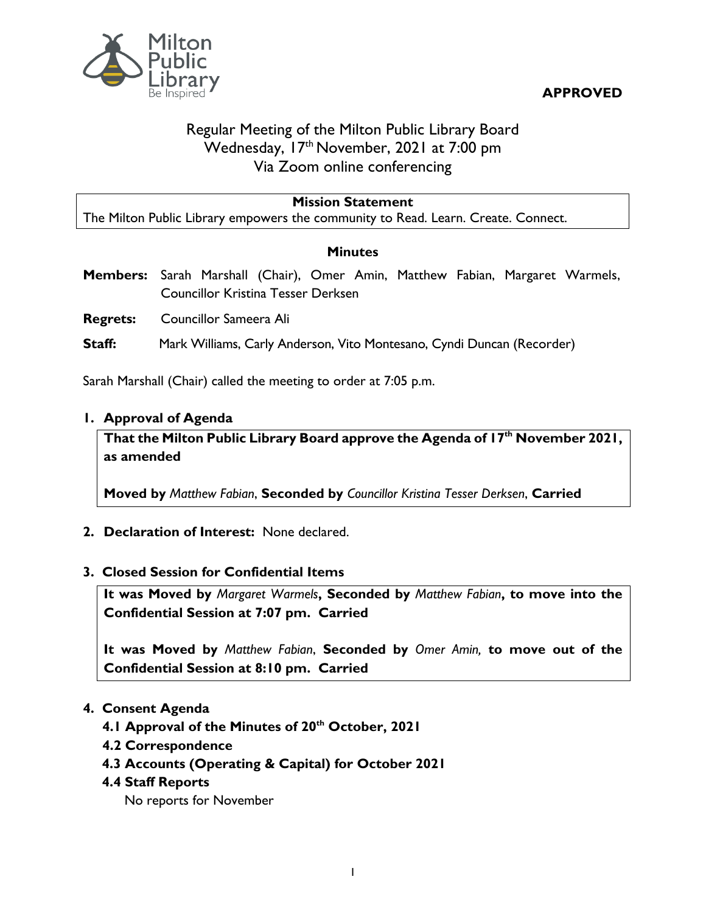**APPROVED**

# Regular Meeting of the Milton Public Library Board
Wednesday, 17th November, 2021 at 7:00 pm
Via Zoom online conferencing

**Mission Statement**
The Milton Public Library empowers the community to Read. Learn. Create. Connect.

## Minutes

**Members:** Sarah Marshall (Chair), Omer Amin, Matthew Fabian, Margaret Warmels, Councillor Kristina Tesser Derksen

**Regrets:** Councillor Sameera Ali

**Staff:** Mark Williams, Carly Anderson, Vito Montesano, Cyndi Duncan (Recorder)

Sarah Marshall (Chair) called the meeting to order at 7:05 p.m.

### 1. Approval of Agenda

**That the Milton Public Library Board approve the Agenda of 17th November 2021, as amended**

**Moved by** *Matthew Fabian*, **Seconded by** *Councillor Kristina Tesser Derksen*, **Carried**

### 2. Declaration of Interest: None declared.

### 3. Closed Session for Confidential Items

**It was Moved by** *Margaret Warmels*, **Seconded by** *Matthew Fabian*, **to move into the Confidential Session at 7:07 pm. Carried**

**It was Moved by** *Matthew Fabian*, **Seconded by** *Omer Amin,* **to move out of the Confidential Session at 8:10 pm. Carried**

### 4. Consent Agenda

**4.1 Approval of the Minutes of 20th October, 2021**

**4.2 Correspondence**

**4.3 Accounts (Operating & Capital) for October 2021**

**4.4 Staff Reports**

No reports for November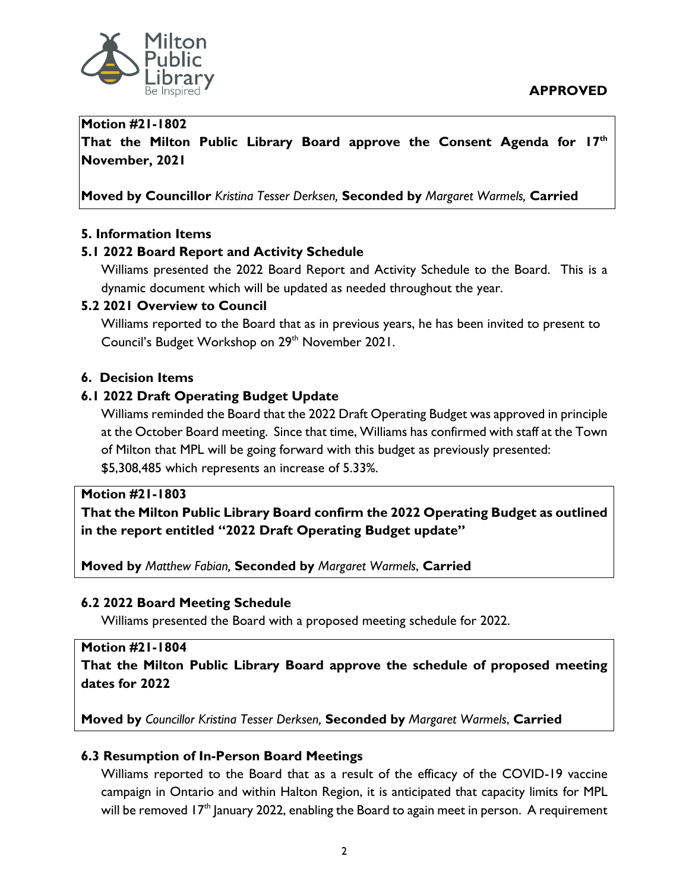**APPROVED**

**Motion #21-1802**
**That the Milton Public Library Board approve the Consent Agenda for 17th November, 2021**

**Moved by Councillor** *Kristina Tesser Derksen,* **Seconded by** *Margaret Warmels,* **Carried**

### 5. Information Items

#### 5.1 2022 Board Report and Activity Schedule

Williams presented the 2022 Board Report and Activity Schedule to the Board. This is a dynamic document which will be updated as needed throughout the year.

#### 5.2 2021 Overview to Council

Williams reported to the Board that as in previous years, he has been invited to present to Council's Budget Workshop on 29th November 2021.

### 6. Decision Items

#### 6.1 2022 Draft Operating Budget Update

Williams reminded the Board that the 2022 Draft Operating Budget was approved in principle at the October Board meeting. Since that time, Williams has confirmed with staff at the Town of Milton that MPL will be going forward with this budget as previously presented: $5,308,485 which represents an increase of 5.33%.

**Motion #21-1803**
**That the Milton Public Library Board confirm the 2022 Operating Budget as outlined in the report entitled "2022 Draft Operating Budget update"**

**Moved by** *Matthew Fabian,* **Seconded by** *Margaret Warmels*, **Carried**

#### 6.2 2022 Board Meeting Schedule

Williams presented the Board with a proposed meeting schedule for 2022.

**Motion #21-1804**
**That the Milton Public Library Board approve the schedule of proposed meeting dates for 2022**

**Moved by** *Councillor Kristina Tesser Derksen,* **Seconded by** *Margaret Warmels*, **Carried**

#### 6.3 Resumption of In-Person Board Meetings

Williams reported to the Board that as a result of the efficacy of the COVID-19 vaccine campaign in Ontario and within Halton Region, it is anticipated that capacity limits for MPL will be removed 17th January 2022, enabling the Board to again meet in person. A requirement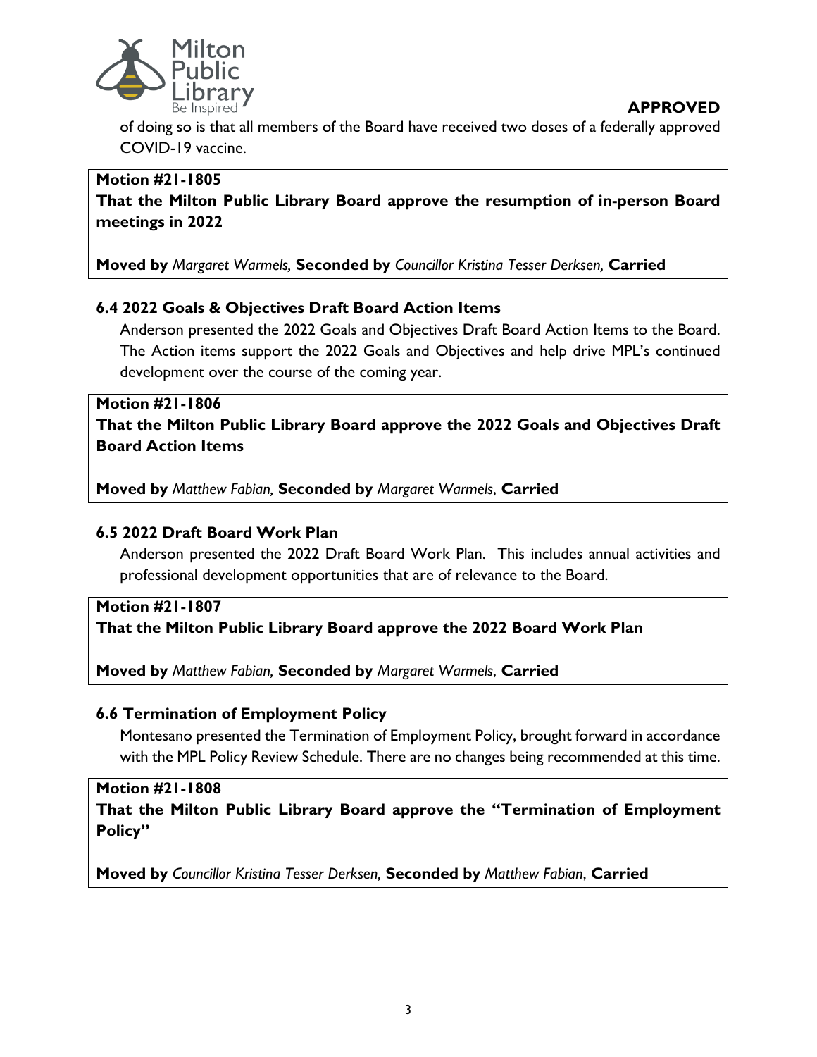**APPROVED**

of doing so is that all members of the Board have received two doses of a federally approved COVID-19 vaccine.

**Motion #21-1805**
**That the Milton Public Library Board approve the resumption of in-person Board meetings in 2022**

**Moved by** *Margaret Warmels,* **Seconded by** *Councillor Kristina Tesser Derksen,* **Carried**

### 6.4 2022 Goals & Objectives Draft Board Action Items

Anderson presented the 2022 Goals and Objectives Draft Board Action Items to the Board. The Action items support the 2022 Goals and Objectives and help drive MPL's continued development over the course of the coming year.

**Motion #21-1806**
**That the Milton Public Library Board approve the 2022 Goals and Objectives Draft Board Action Items**

**Moved by** *Matthew Fabian,* **Seconded by** *Margaret Warmels*, **Carried**

### 6.5 2022 Draft Board Work Plan

Anderson presented the 2022 Draft Board Work Plan. This includes annual activities and professional development opportunities that are of relevance to the Board.

**Motion #21-1807**
**That the Milton Public Library Board approve the 2022 Board Work Plan**

**Moved by** *Matthew Fabian,* **Seconded by** *Margaret Warmels*, **Carried**

### 6.6 Termination of Employment Policy

Montesano presented the Termination of Employment Policy, brought forward in accordance with the MPL Policy Review Schedule. There are no changes being recommended at this time.

**Motion #21-1808**
**That the Milton Public Library Board approve the "Termination of Employment Policy"**

**Moved by** *Councillor Kristina Tesser Derksen,* **Seconded by** *Matthew Fabian*, **Carried**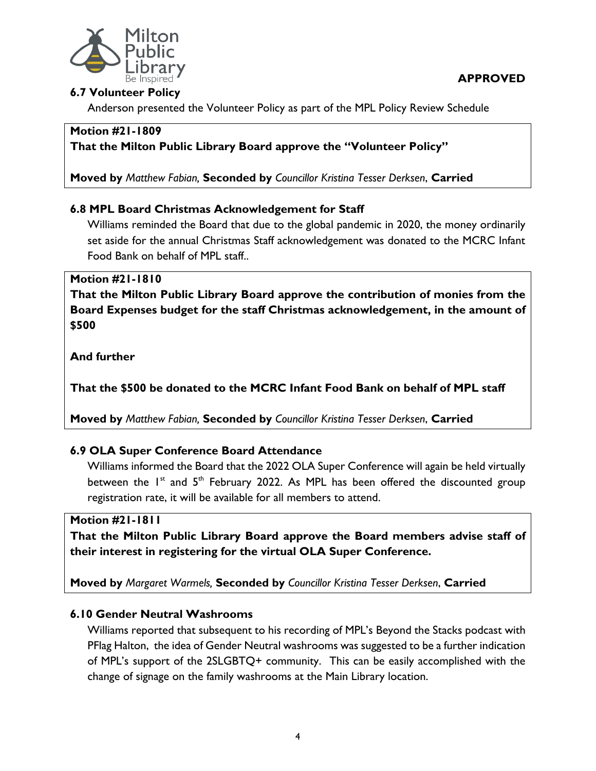**APPROVED**

### 6.7 Volunteer Policy

Anderson presented the Volunteer Policy as part of the MPL Policy Review Schedule

**Motion #21-1809**
**That the Milton Public Library Board approve the "Volunteer Policy"**

**Moved by** *Matthew Fabian,* **Seconded by** *Councillor Kristina Tesser Derksen*, **Carried**

### 6.8 MPL Board Christmas Acknowledgement for Staff

Williams reminded the Board that due to the global pandemic in 2020, the money ordinarily set aside for the annual Christmas Staff acknowledgement was donated to the MCRC Infant Food Bank on behalf of MPL staff..

**Motion #21-1810**
**That the Milton Public Library Board approve the contribution of monies from the Board Expenses budget for the staff Christmas acknowledgement, in the amount of $500**

**And further**

**That the $500 be donated to the MCRC Infant Food Bank on behalf of MPL staff**

**Moved by** *Matthew Fabian,* **Seconded by** *Councillor Kristina Tesser Derksen*, **Carried**

### 6.9 OLA Super Conference Board Attendance

Williams informed the Board that the 2022 OLA Super Conference will again be held virtually between the 1st and 5th February 2022. As MPL has been offered the discounted group registration rate, it will be available for all members to attend.

**Motion #21-1811**
**That the Milton Public Library Board approve the Board members advise staff of their interest in registering for the virtual OLA Super Conference.**

**Moved by** *Margaret Warmels,* **Seconded by** *Councillor Kristina Tesser Derksen*, **Carried**

### 6.10 Gender Neutral Washrooms

Williams reported that subsequent to his recording of MPL's Beyond the Stacks podcast with PFlag Halton, the idea of Gender Neutral washrooms was suggested to be a further indication of MPL's support of the 2SLGBTQ+ community. This can be easily accomplished with the change of signage on the family washrooms at the Main Library location.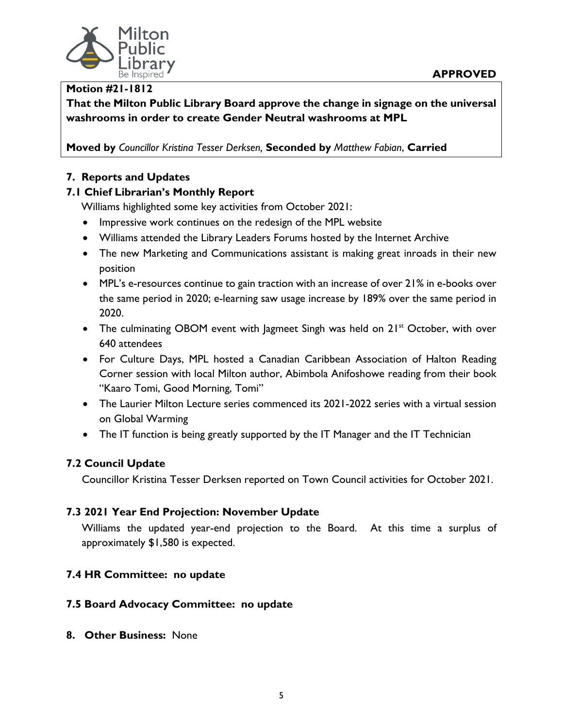**APPROVED**

**Motion #21-1812**
**That the Milton Public Library Board approve the change in signage on the universal washrooms in order to create Gender Neutral washrooms at MPL**

**Moved by** *Councillor Kristina Tesser Derksen,* **Seconded by** *Matthew Fabian*, **Carried**

## 7. Reports and Updates

### 7.1 Chief Librarian's Monthly Report

Williams highlighted some key activities from October 2021:

- Impressive work continues on the redesign of the MPL website
- Williams attended the Library Leaders Forums hosted by the Internet Archive
- The new Marketing and Communications assistant is making great inroads in their new position
- MPL's e-resources continue to gain traction with an increase of over 21% in e-books over the same period in 2020; e-learning saw usage increase by 189% over the same period in 2020.
- The culminating OBOM event with Jagmeet Singh was held on 21st October, with over 640 attendees
- For Culture Days, MPL hosted a Canadian Caribbean Association of Halton Reading Corner session with local Milton author, Abimbola Anifoshowe reading from their book "Kaaro Tomi, Good Morning, Tomi"
- The Laurier Milton Lecture series commenced its 2021-2022 series with a virtual session on Global Warming
- The IT function is being greatly supported by the IT Manager and the IT Technician

### 7.2 Council Update

Councillor Kristina Tesser Derksen reported on Town Council activities for October 2021.

### 7.3 2021 Year End Projection: November Update

Williams the updated year-end projection to the Board. At this time a surplus of approximately $1,580 is expected.

### 7.4 HR Committee: no update

### 7.5 Board Advocacy Committee: no update

## 8. Other Business: None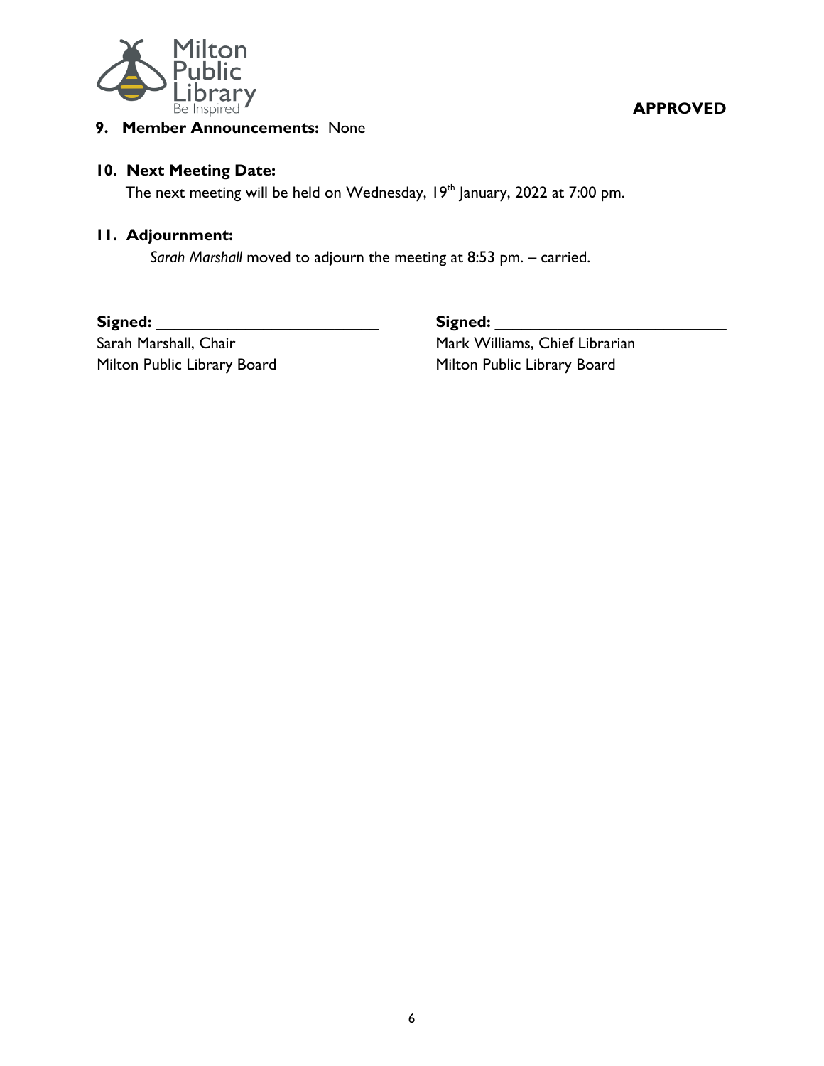**APPROVED**

**9. Member Announcements:** None

**10. Next Meeting Date:**

The next meeting will be held on Wednesday, 19th January, 2022 at 7:00 pm.

**11. Adjournment:**

*Sarah Marshall* moved to adjourn the meeting at 8:53 pm. – carried.

**Signed:** ___________________________

Sarah Marshall, Chair
Milton Public Library Board

**Signed:** ___________________________

Mark Williams, Chief Librarian
Milton Public Library Board